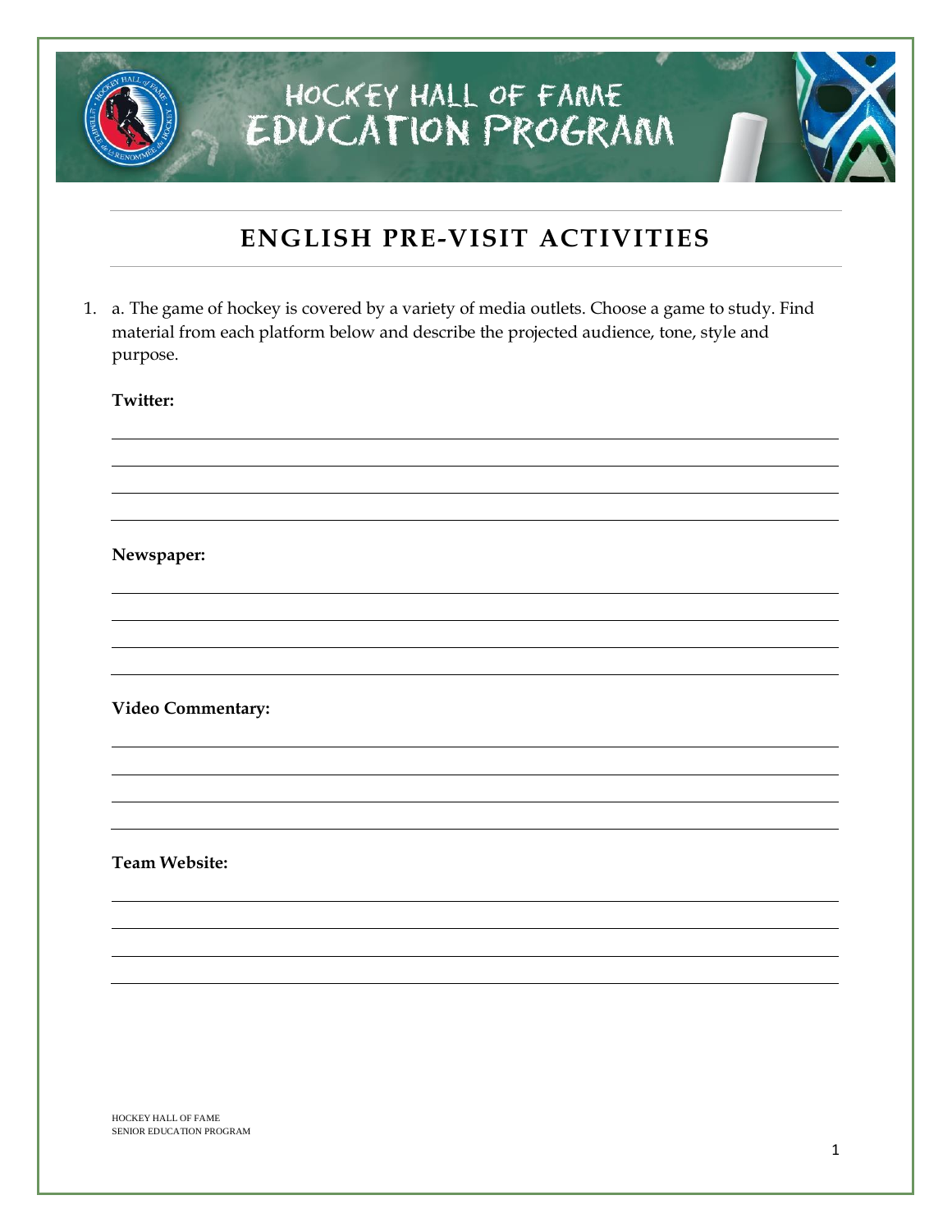# HOCKEY HALL OF FAME EDUCATION PROGRAM

## ENGLISH PRE-VISIT ACTIVITIES

1. a. The game of hockey is covered by a variety of media outlets. Choose a game to study. Find material from each platform below and describe the projected audience, tone, style and purpose.

   **Twitter:**

   ______________________________________________________________________

   ______________________________________________________________________

   ______________________________________________________________________

   ______________________________________________________________________

   **Newspaper:**

   ______________________________________________________________________

   ______________________________________________________________________

   ______________________________________________________________________

   ______________________________________________________________________

   **Video Commentary:**

   ______________________________________________________________________

   ______________________________________________________________________

   ______________________________________________________________________

   ______________________________________________________________________

   **Team Website:**

   ______________________________________________________________________

   ______________________________________________________________________

   ______________________________________________________________________

   ______________________________________________________________________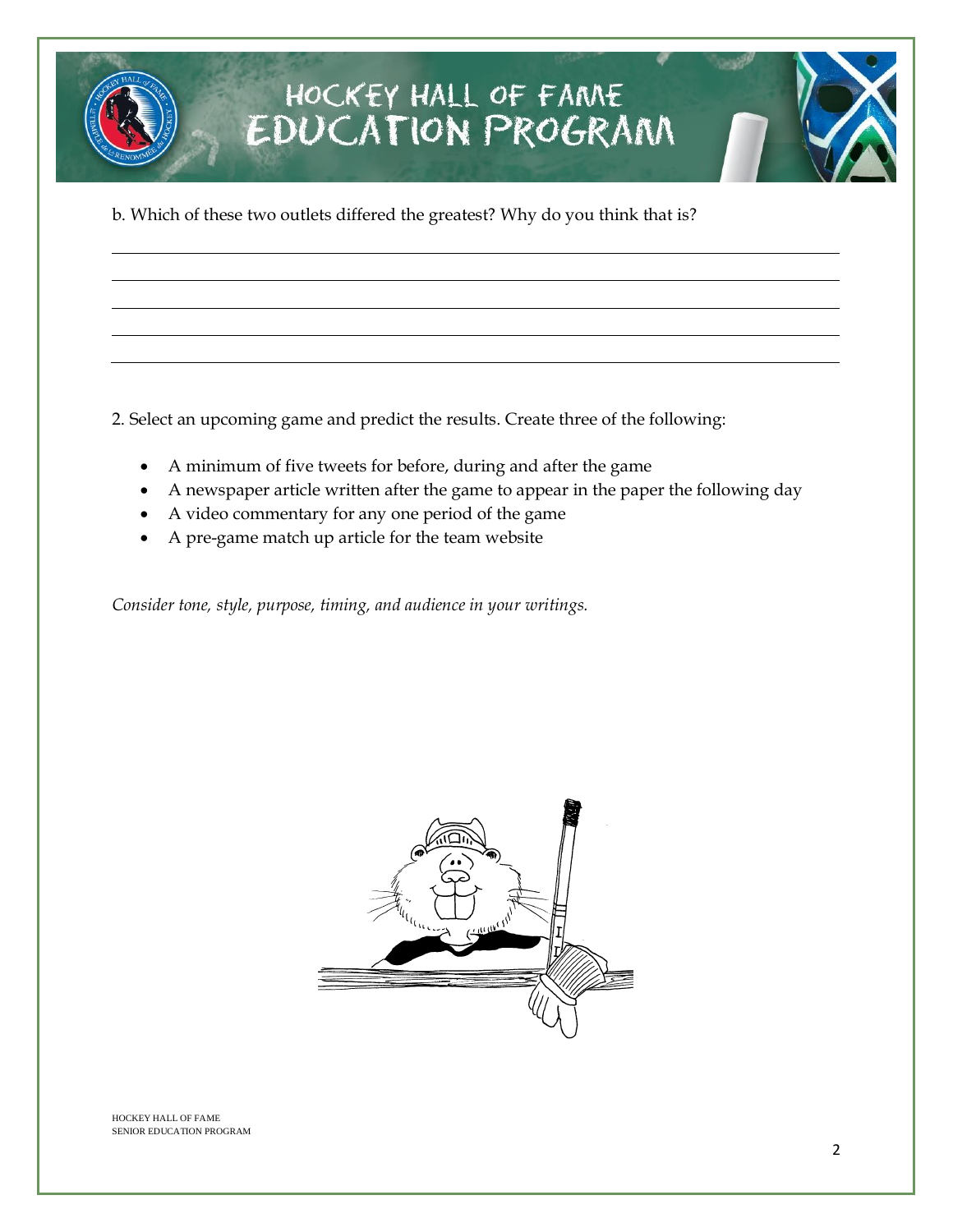b. Which of these two outlets differed the greatest? Why do you think that is?

2. Select an upcoming game and predict the results. Create three of the following:

- A minimum of five tweets for before, during and after the game
- A newspaper article written after the game to appear in the paper the following day
- A video commentary for any one period of the game
- A pre-game match up article for the team website

*Consider tone, style, purpose, timing, and audience in your writings.*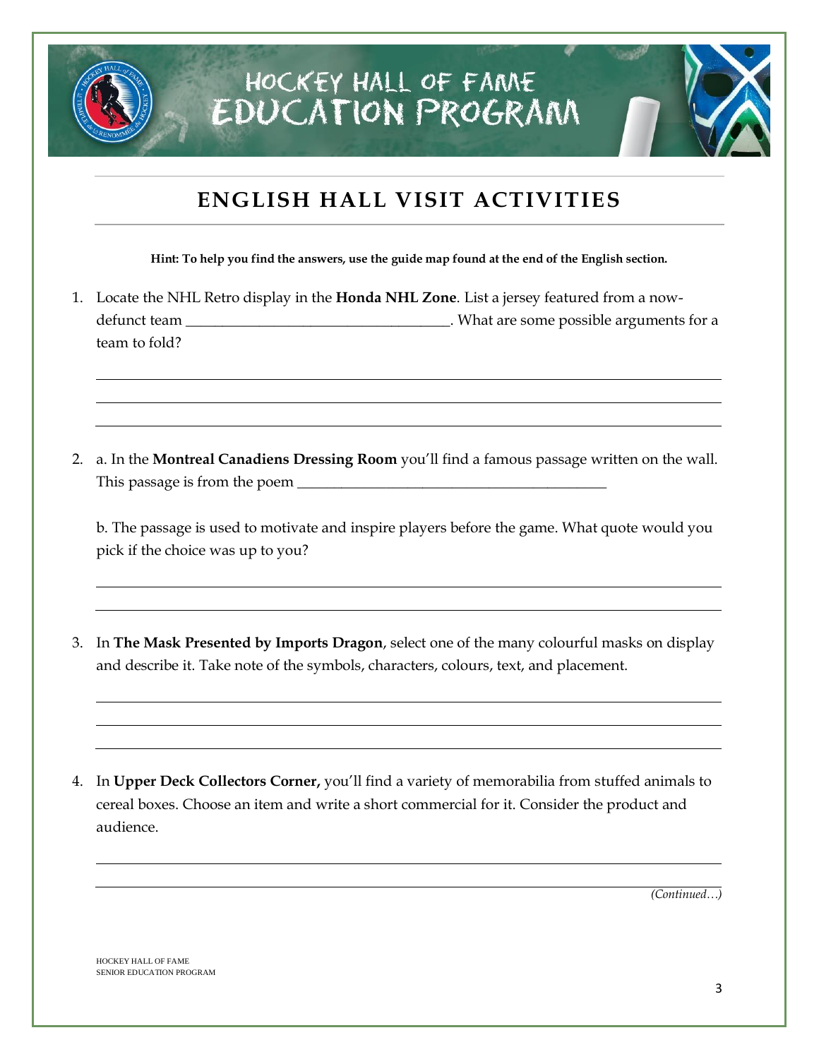HOCKEY HALL OF FAME
EDUCATION PROGRAM

## ENGLISH HALL VISIT ACTIVITIES

**Hint: To help you find the answers, use the guide map found at the end of the English section.**

1. Locate the NHL Retro display in the **Honda NHL Zone**. List a jersey featured from a now-defunct team ____________________________________. What are some possible arguments for a team to fold?

______________________________________________________________________________

______________________________________________________________________________

______________________________________________________________________________

2. a. In the **Montreal Canadiens Dressing Room** you'll find a famous passage written on the wall. This passage is from the poem __________________________________________

   b. The passage is used to motivate and inspire players before the game. What quote would you pick if the choice was up to you?

______________________________________________________________________________

______________________________________________________________________________

3. In **The Mask Presented by Imports Dragon**, select one of the many colourful masks on display and describe it. Take note of the symbols, characters, colours, text, and placement.

______________________________________________________________________________

______________________________________________________________________________

______________________________________________________________________________

4. In **Upper Deck Collectors Corner,** you'll find a variety of memorabilia from stuffed animals to cereal boxes. Choose an item and write a short commercial for it. Consider the product and audience.

______________________________________________________________________________

______________________________________________________________________________

*(Continued…)*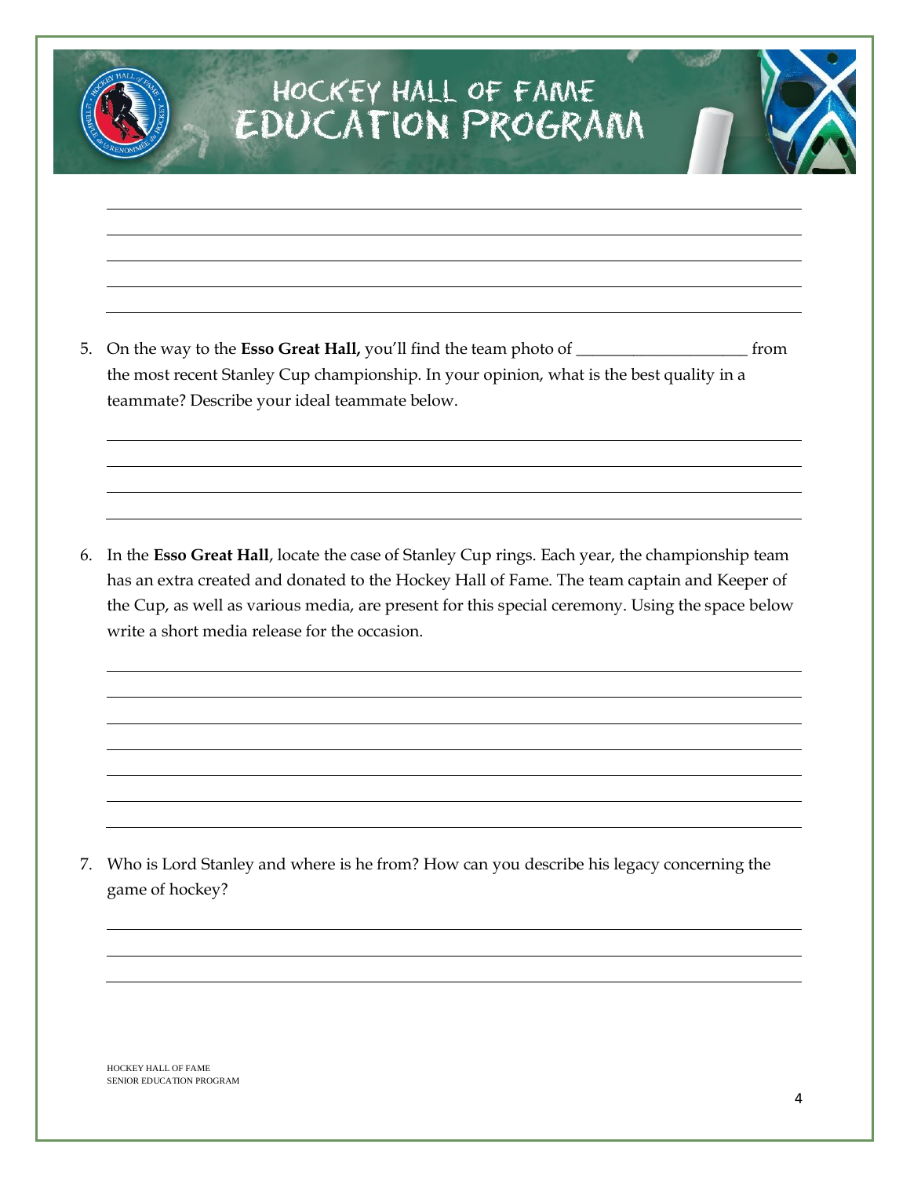5. On the way to the **Esso Great Hall,** you'll find the team photo of ____________________ from the most recent Stanley Cup championship. In your opinion, what is the best quality in a teammate? Describe your ideal teammate below.

6. In the **Esso Great Hall**, locate the case of Stanley Cup rings. Each year, the championship team has an extra created and donated to the Hockey Hall of Fame. The team captain and Keeper of the Cup, as well as various media, are present for this special ceremony. Using the space below write a short media release for the occasion.

7. Who is Lord Stanley and where is he from? How can you describe his legacy concerning the game of hockey?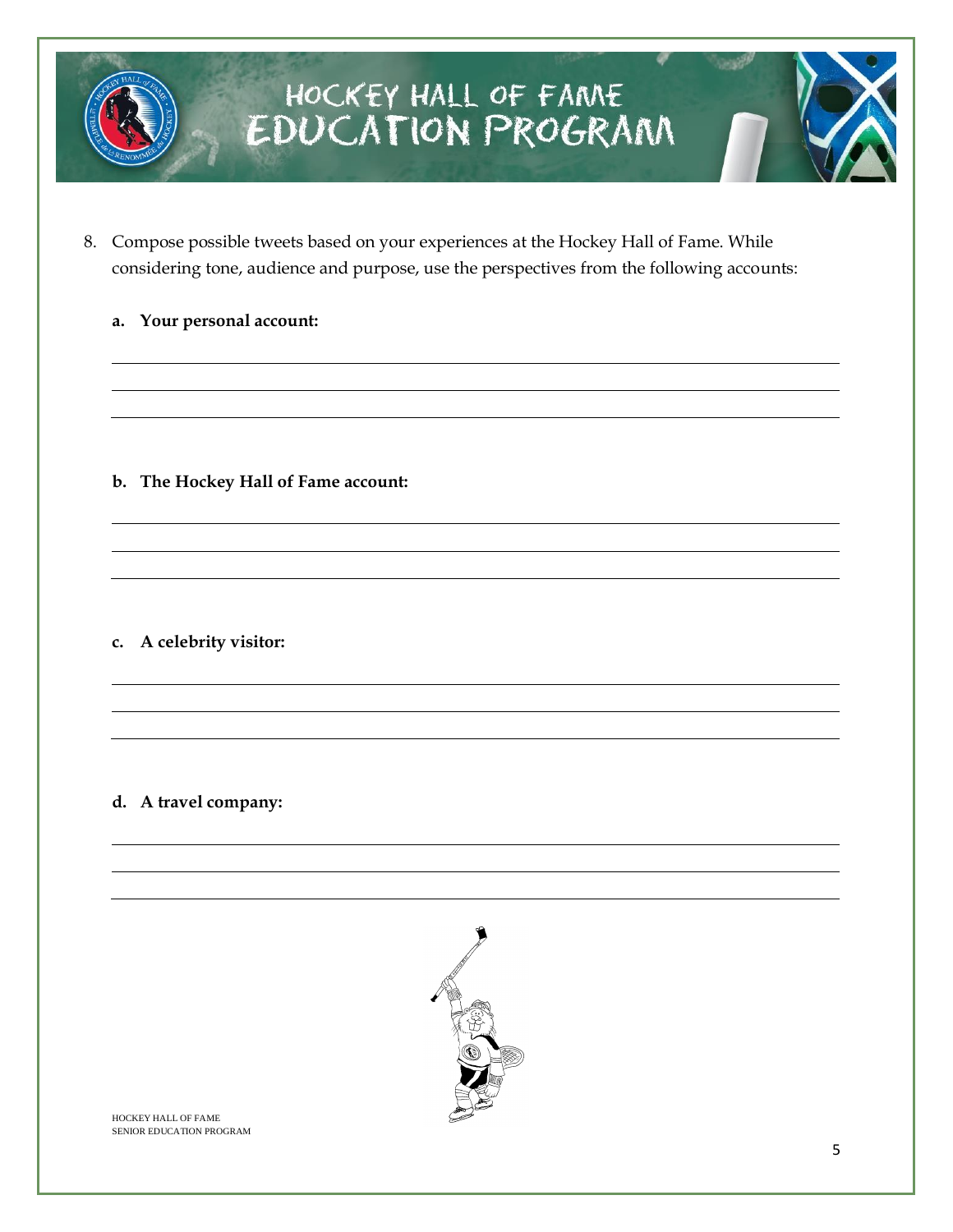# HOCKEY HALL OF FAME EDUCATION PROGRAM

8. Compose possible tweets based on your experiences at the Hockey Hall of Fame. While considering tone, audience and purpose, use the perspectives from the following accounts:

   a. **Your personal account:**

   ______________________________________________________________________

   ______________________________________________________________________

   ______________________________________________________________________

   b. **The Hockey Hall of Fame account:**

   ______________________________________________________________________

   ______________________________________________________________________

   ______________________________________________________________________

   c. **A celebrity visitor:**

   ______________________________________________________________________

   ______________________________________________________________________

   ______________________________________________________________________

   d. **A travel company:**

   ______________________________________________________________________

   ______________________________________________________________________

   ______________________________________________________________________

HOCKEY HALL OF FAME
SENIOR EDUCATION PROGRAM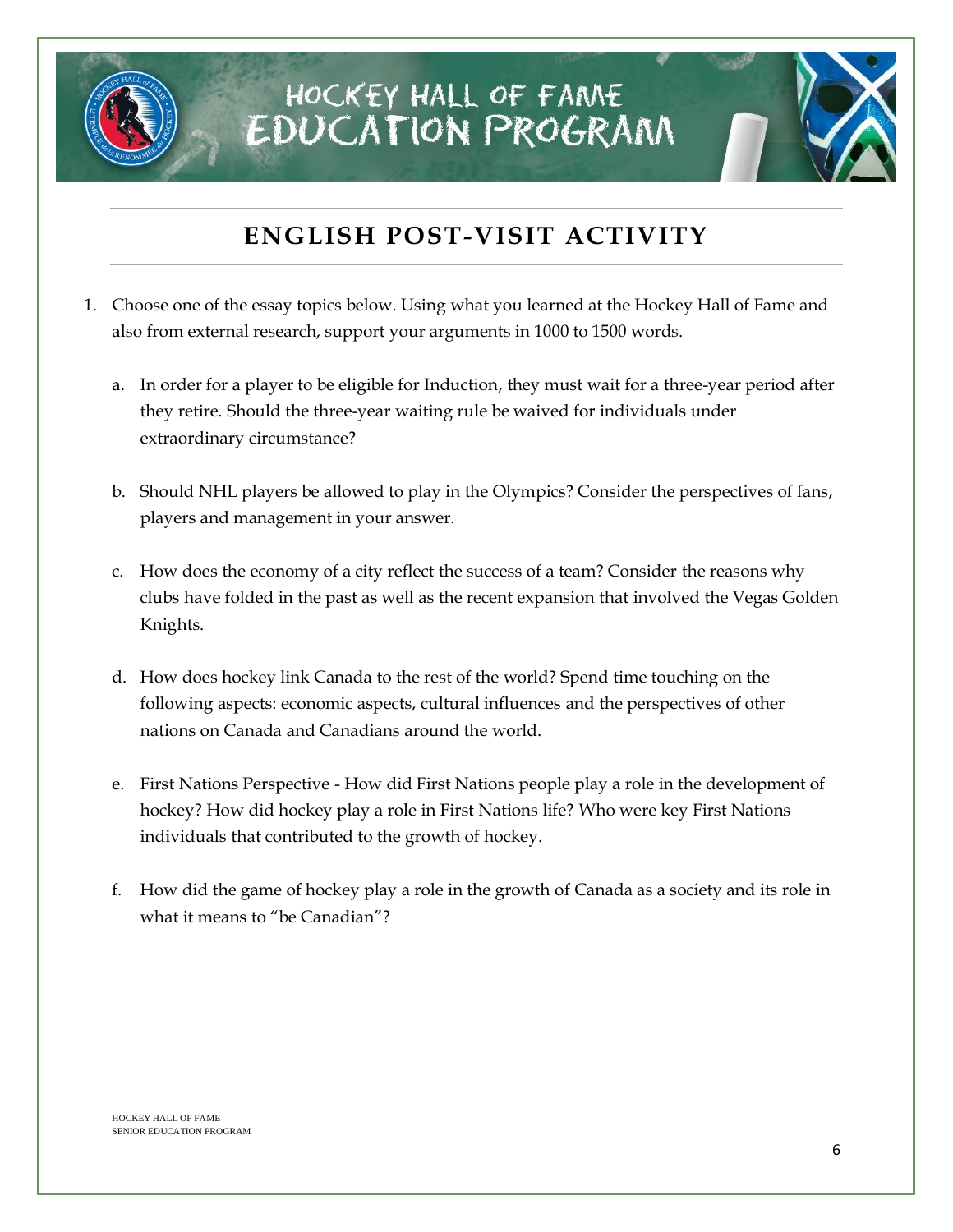# HOCKEY HALL OF FAME EDUCATION PROGRAM

## ENGLISH POST-VISIT ACTIVITY

1. Choose one of the essay topics below. Using what you learned at the Hockey Hall of Fame and also from external research, support your arguments in 1000 to 1500 words.

   a. In order for a player to be eligible for Induction, they must wait for a three-year period after they retire. Should the three-year waiting rule be waived for individuals under extraordinary circumstance?

   b. Should NHL players be allowed to play in the Olympics? Consider the perspectives of fans, players and management in your answer.

   c. How does the economy of a city reflect the success of a team? Consider the reasons why clubs have folded in the past as well as the recent expansion that involved the Vegas Golden Knights.

   d. How does hockey link Canada to the rest of the world? Spend time touching on the following aspects: economic aspects, cultural influences and the perspectives of other nations on Canada and Canadians around the world.

   e. First Nations Perspective - How did First Nations people play a role in the development of hockey? How did hockey play a role in First Nations life? Who were key First Nations individuals that contributed to the growth of hockey.

   f. How did the game of hockey play a role in the growth of Canada as a society and its role in what it means to "be Canadian"?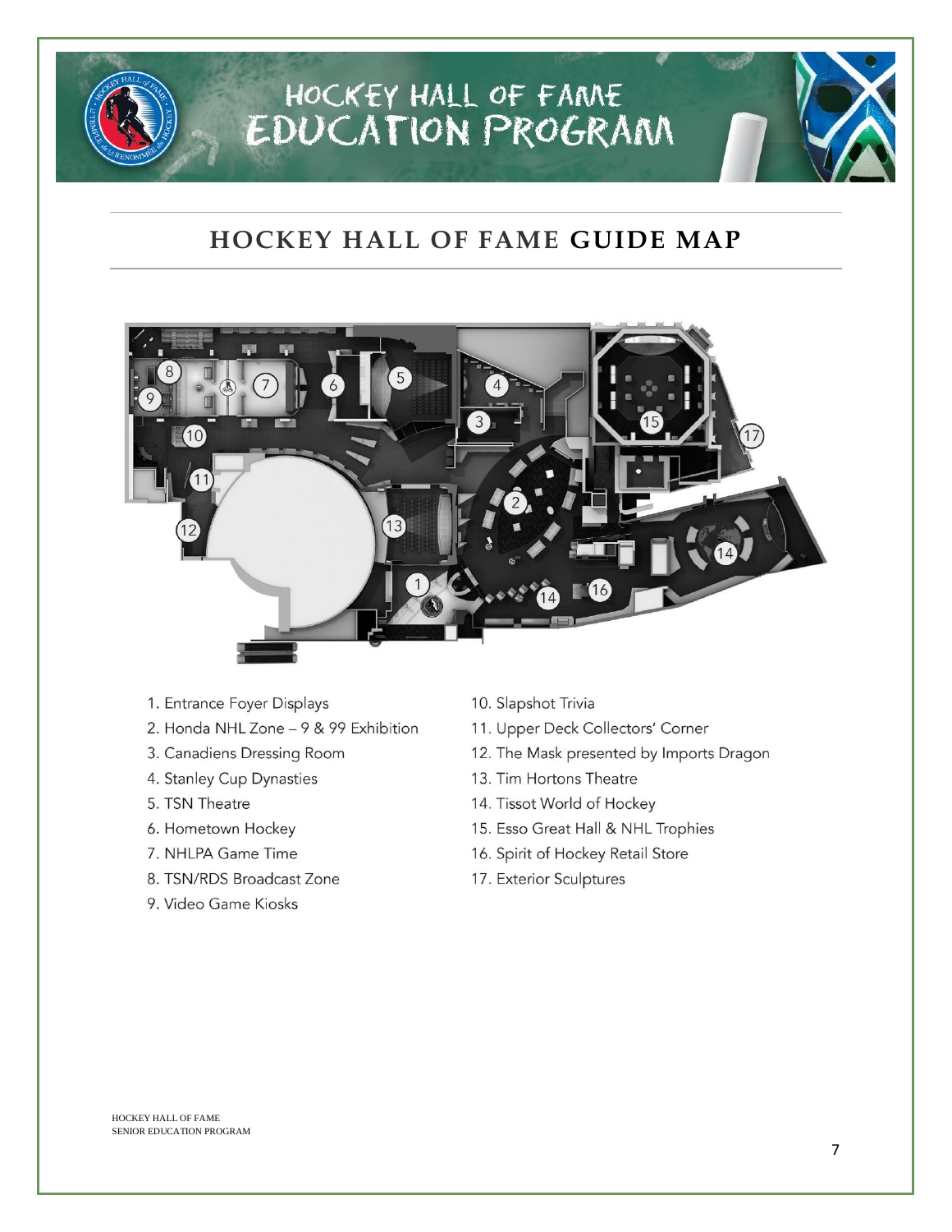# HOCKEY HALL OF FAME EDUCATION PROGRAM

## HOCKEY HALL OF FAME GUIDE MAP

1. Entrance Foyer Displays
2. Honda NHL Zone – 9 & 99 Exhibition
3. Canadiens Dressing Room
4. Stanley Cup Dynasties
5. TSN Theatre
6. Hometown Hockey
7. NHLPA Game Time
8. TSN/RDS Broadcast Zone
9. Video Game Kiosks
10. Slapshot Trivia
11. Upper Deck Collectors' Corner
12. The Mask presented by Imports Dragon
13. Tim Hortons Theatre
14. Tissot World of Hockey
15. Esso Great Hall & NHL Trophies
16. Spirit of Hockey Retail Store
17. Exterior Sculptures